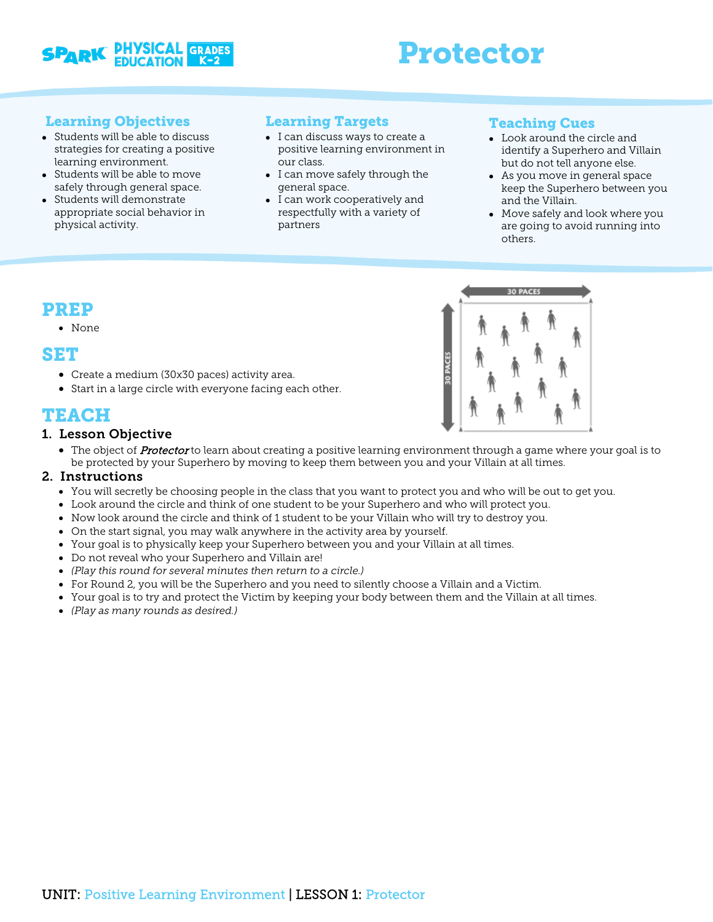# Protector

### Learning Objectives

- Students will be able to discuss strategies for creating a positive learning environment.
- Students will be able to move safely through general space.
- Students will demonstrate appropriate social behavior in physical activity.

### Learning Targets

- I can discuss ways to create a positive learning environment in our class.
- I can move safely through the general space.
- I can work cooperatively and respectfully with a variety of partners

### Teaching Cues

- Look around the circle and identify a Superhero and Villain but do not tell anyone else.
- As you move in general space keep the Superhero between you and the Villain.
- Move safely and look where you are going to avoid running into others.

## PREP

- None

## SET

- Create a medium (30x30 paces) activity area.
- Start in a large circle with everyone facing each other.

## TEACH

### 1. Lesson Objective

- The object of *Protector* to learn about creating a positive learning environment through a game where your goal is to be protected by your Superhero by moving to keep them between you and your Villain at all times.

### 2. Instructions

- You will secretly be choosing people in the class that you want to protect you and who will be out to get you.
- Look around the circle and think of one student to be your Superhero and who will protect you.
- Now look around the circle and think of 1 student to be your Villain who will try to destroy you.
- On the start signal, you may walk anywhere in the activity area by yourself.
- Your goal is to physically keep your Superhero between you and your Villain at all times.
- Do not reveal who your Superhero and Villain are!
- *(Play this round for several minutes then return to a circle.)*
- For Round 2, you will be the Superhero and you need to silently choose a Villain and a Victim.
- Your goal is to try and protect the Victim by keeping your body between them and the Villain at all times.
- *(Play as many rounds as desired.)*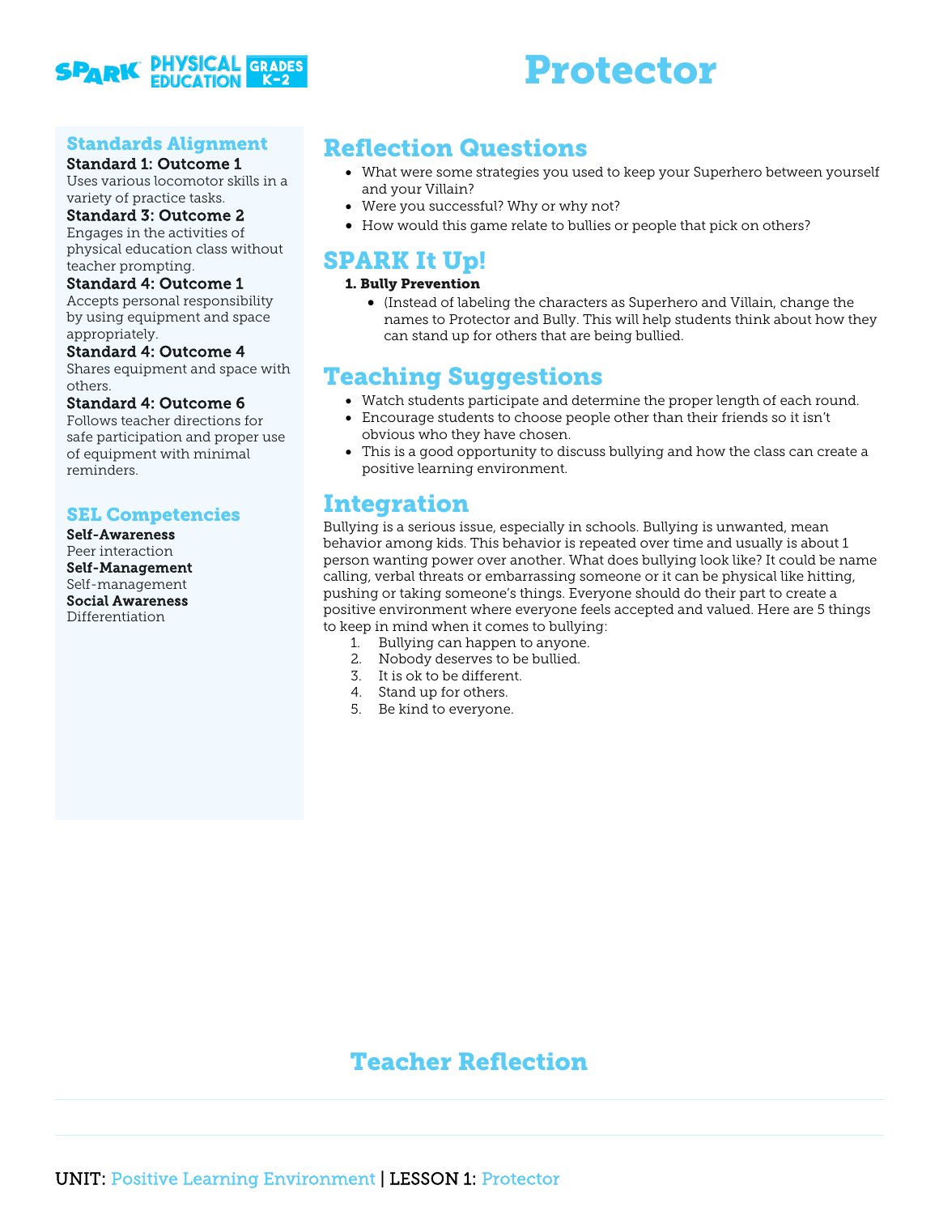# Protector

## Standards Alignment

**Standard 1: Outcome 1**
Uses various locomotor skills in a variety of practice tasks.

**Standard 3: Outcome 2**
Engages in the activities of physical education class without teacher prompting.

**Standard 4: Outcome 1**
Accepts personal responsibility by using equipment and space appropriately.

**Standard 4: Outcome 4**
Shares equipment and space with others.

**Standard 4: Outcome 6**
Follows teacher directions for safe participation and proper use of equipment with minimal reminders.

## SEL Competencies

**Self-Awareness**
Peer interaction

**Self-Management**
Self-management

**Social Awareness**
Differentiation

## Reflection Questions

- What were some strategies you used to keep your Superhero between yourself and your Villain?
- Were you successful? Why or why not?
- How would this game relate to bullies or people that pick on others?

## SPARK It Up!

**1. Bully Prevention**

- (Instead of labeling the characters as Superhero and Villain, change the names to Protector and Bully. This will help students think about how they can stand up for others that are being bullied.

## Teaching Suggestions

- Watch students participate and determine the proper length of each round.
- Encourage students to choose people other than their friends so it isn't obvious who they have chosen.
- This is a good opportunity to discuss bullying and how the class can create a positive learning environment.

## Integration

Bullying is a serious issue, especially in schools. Bullying is unwanted, mean behavior among kids. This behavior is repeated over time and usually is about 1 person wanting power over another. What does bullying look like? It could be name calling, verbal threats or embarrassing someone or it can be physical like hitting, pushing or taking someone's things. Everyone should do their part to create a positive environment where everyone feels accepted and valued. Here are 5 things to keep in mind when it comes to bullying:

1. Bullying can happen to anyone.
2. Nobody deserves to be bullied.
3. It is ok to be different.
4. Stand up for others.
5. Be kind to everyone.

## Teacher Reflection

UNIT: Positive Learning Environment | LESSON 1: Protector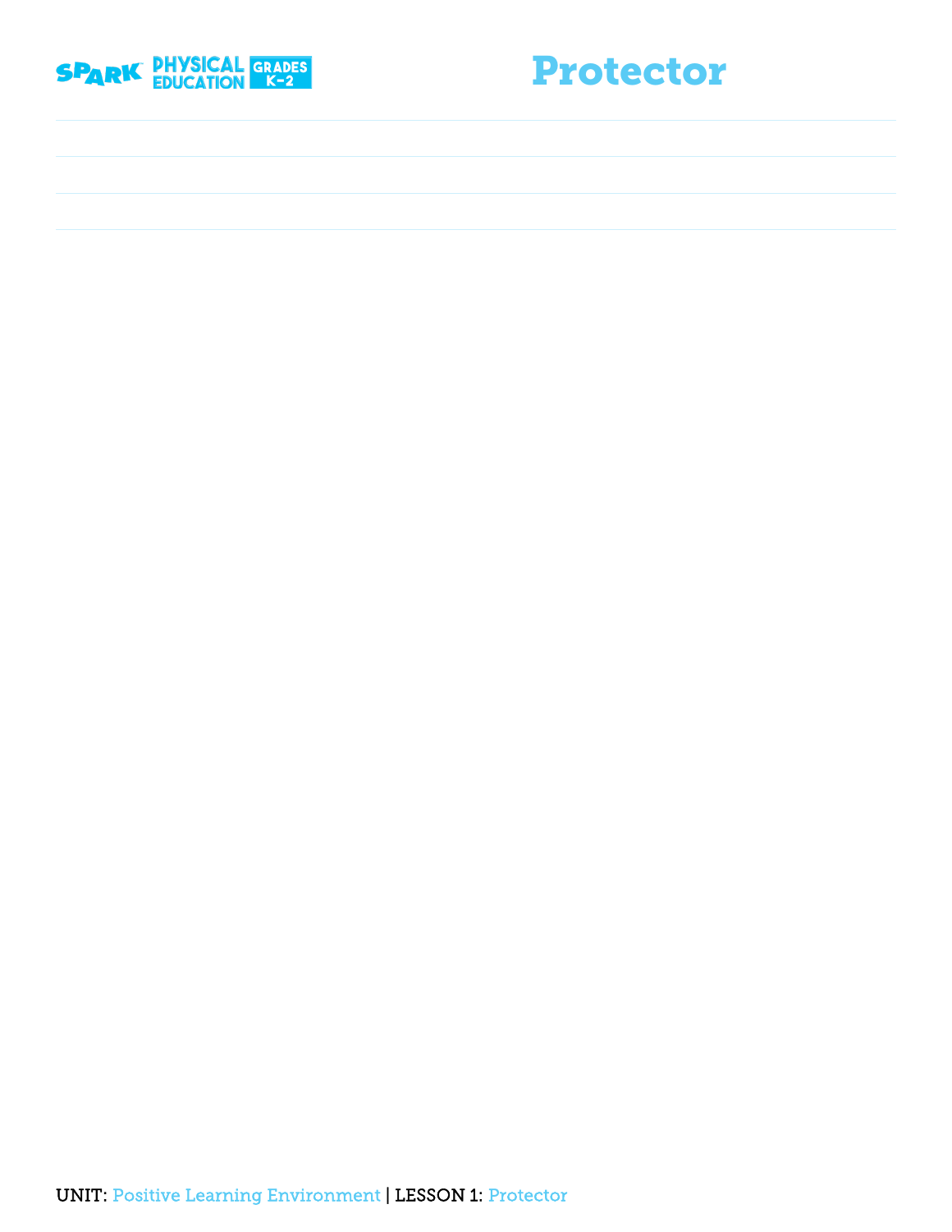# Protector